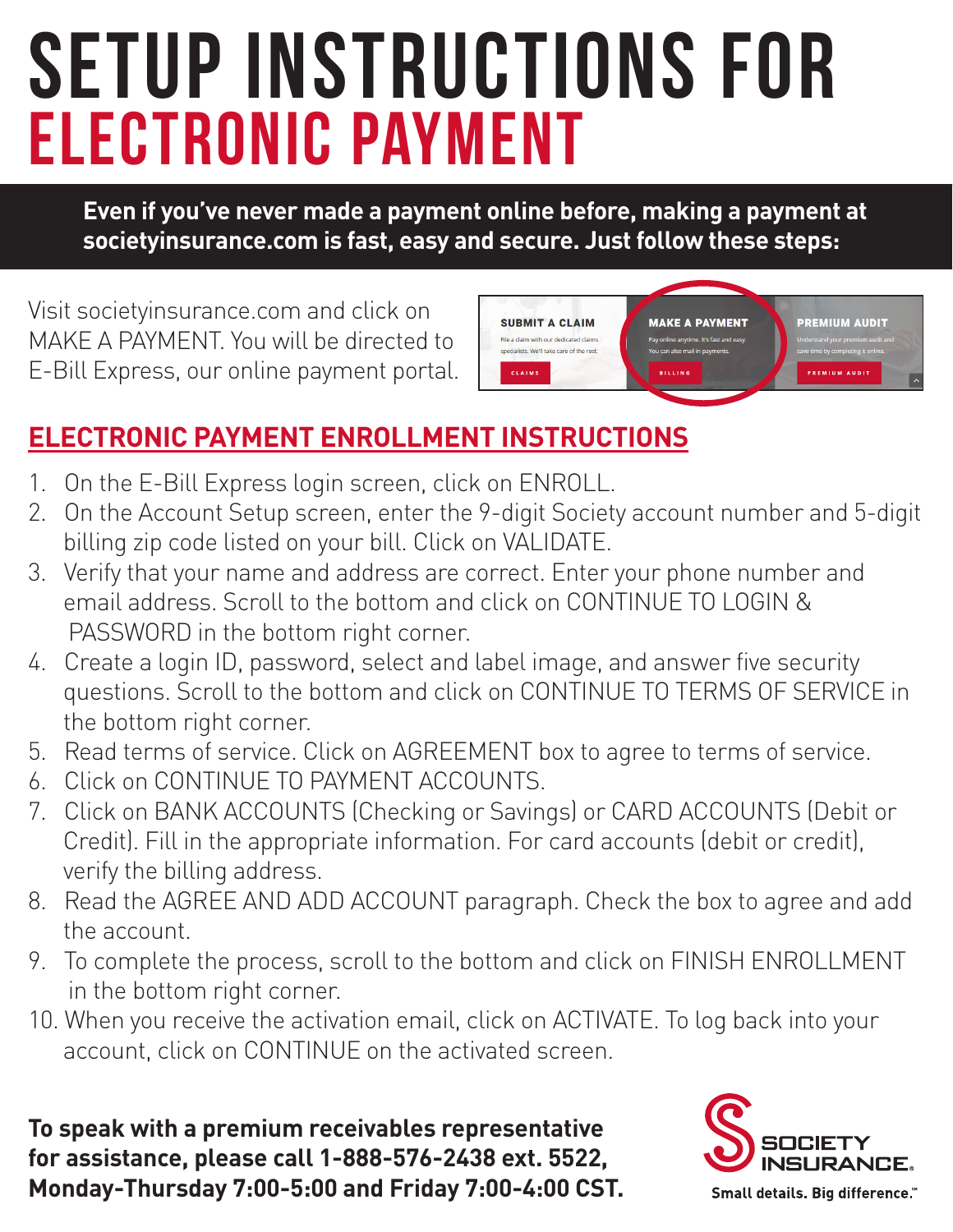# SETUP INSTRUCTIONS FOR ELECTRONIC PAYMENT

**Even if you've never made a payment online before, making a payment at societyinsurance.com is fast, easy and secure. Just follow these steps:**

Visit societyinsurance.com and click on MAKE A PAYMENT. You will be directed to E-Bill Express, our online payment portal.

## ELECTRONIC PAYMENT ENROLLMENT INSTRUCTIONS

1. On the E-Bill Express login screen, click on ENROLL.
2. On the Account Setup screen, enter the 9-digit Society account number and 5-digit billing zip code listed on your bill. Click on VALIDATE.
3. Verify that your name and address are correct. Enter your phone number and email address. Scroll to the bottom and click on CONTINUE TO LOGIN & PASSWORD in the bottom right corner.
4. Create a login ID, password, select and label image, and answer five security questions. Scroll to the bottom and click on CONTINUE TO TERMS OF SERVICE in the bottom right corner.
5. Read terms of service. Click on AGREEMENT box to agree to terms of service.
6. Click on CONTINUE TO PAYMENT ACCOUNTS.
7. Click on BANK ACCOUNTS (Checking or Savings) or CARD ACCOUNTS (Debit or Credit). Fill in the appropriate information. For card accounts (debit or credit), verify the billing address.
8. Read the AGREE AND ADD ACCOUNT paragraph. Check the box to agree and add the account.
9. To complete the process, scroll to the bottom and click on FINISH ENROLLMENT in the bottom right corner.
10. When you receive the activation email, click on ACTIVATE. To log back into your account, click on CONTINUE on the activated screen.

**To speak with a premium receivables representative for assistance, please call 1-888-576-2438 ext. 5522, Monday-Thursday 7:00-5:00 and Friday 7:00-4:00 CST.**

SOCIETY INSURANCE

Small details. Big difference.℠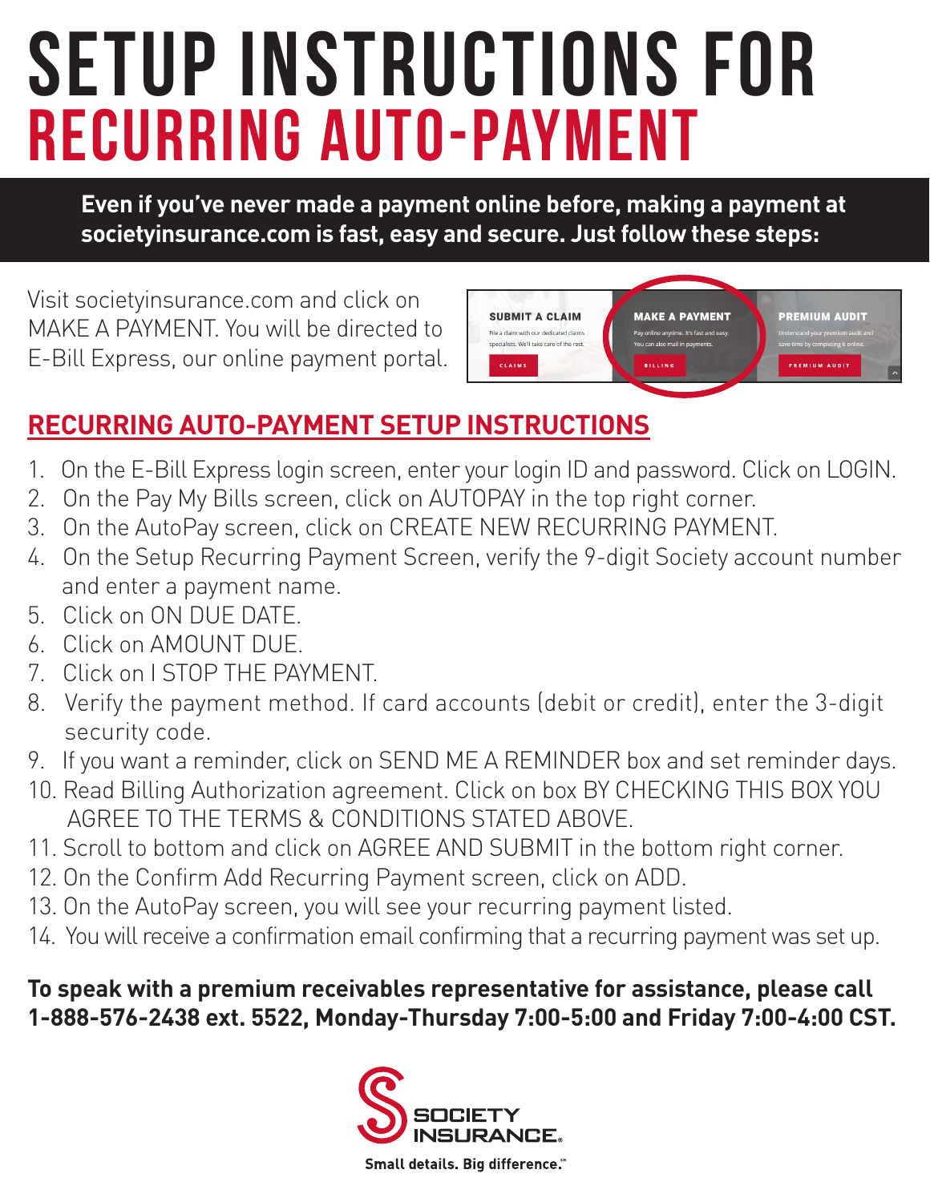# SETUP INSTRUCTIONS FOR RECURRING AUTO-PAYMENT

**Even if you've never made a payment online before, making a payment at societyinsurance.com is fast, easy and secure. Just follow these steps:**

Visit societyinsurance.com and click on MAKE A PAYMENT. You will be directed to E-Bill Express, our online payment portal.

SUBMIT A CLAIM
File a claim with our dedicated claims specialists. We'll take care of the rest.
CLAIMS

MAKE A PAYMENT
Pay online anytime. It's fast and easy. You can also mail in payments.
BILLING

PREMIUM AUDIT
Understand your premium audit and save time by completing it online.
PREMIUM AUDIT

## RECURRING AUTO-PAYMENT SETUP INSTRUCTIONS

1. On the E-Bill Express login screen, enter your login ID and password. Click on LOGIN.
2. On the Pay My Bills screen, click on AUTOPAY in the top right corner.
3. On the AutoPay screen, click on CREATE NEW RECURRING PAYMENT.
4. On the Setup Recurring Payment Screen, verify the 9-digit Society account number and enter a payment name.
5. Click on ON DUE DATE.
6. Click on AMOUNT DUE.
7. Click on I STOP THE PAYMENT.
8. Verify the payment method. If card accounts (debit or credit), enter the 3-digit security code.
9. If you want a reminder, click on SEND ME A REMINDER box and set reminder days.
10. Read Billing Authorization agreement. Click on box BY CHECKING THIS BOX YOU AGREE TO THE TERMS & CONDITIONS STATED ABOVE.
11. Scroll to bottom and click on AGREE AND SUBMIT in the bottom right corner.
12. On the Confirm Add Recurring Payment screen, click on ADD.
13. On the AutoPay screen, you will see your recurring payment listed.
14. You will receive a confirmation email confirming that a recurring payment was set up.

**To speak with a premium receivables representative for assistance, please call 1-888-576-2438 ext. 5522, Monday-Thursday 7:00-5:00 and Friday 7:00-4:00 CST.**

SOCIETY INSURANCE.

Small details. Big difference.℠